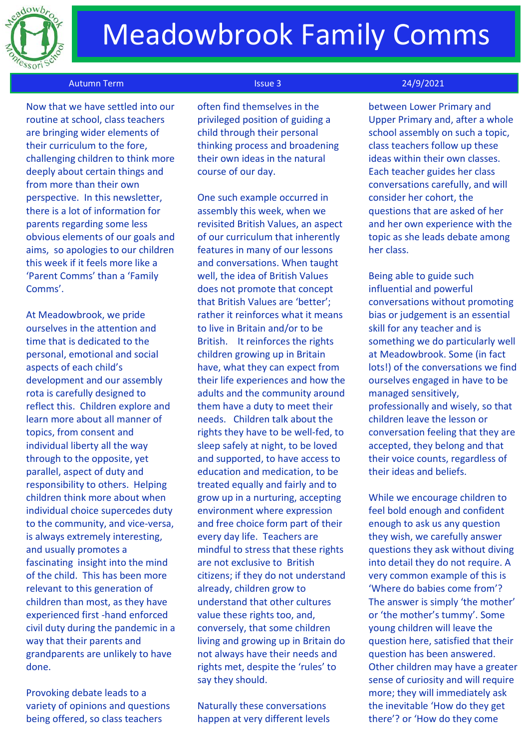# Meadowbrook Family Comms

Autumn Term | Issue 3 | 24/9/2021

Now that we have settled into our routine at school, class teachers are bringing wider elements of their curriculum to the fore, challenging children to think more deeply about certain things and from more than their own perspective. In this newsletter, there is a lot of information for parents regarding some less obvious elements of our goals and aims, so apologies to our children this week if it feels more like a 'Parent Comms' than a 'Family Comms'.

At Meadowbrook, we pride ourselves in the attention and time that is dedicated to the personal, emotional and social aspects of each child's development and our assembly rota is carefully designed to reflect this. Children explore and learn more about all manner of topics, from consent and individual liberty all the way through to the opposite, yet parallel, aspect of duty and responsibility to others. Helping children think more about when individual choice supercedes duty to the community, and vice-versa, is always extremely interesting, and usually promotes a fascinating insight into the mind of the child. This has been more relevant to this generation of children than most, as they have experienced first -hand enforced civil duty during the pandemic in a way that their parents and grandparents are unlikely to have done.

Provoking debate leads to a variety of opinions and questions being offered, so class teachers often find themselves in the privileged position of guiding a child through their personal thinking process and broadening their own ideas in the natural course of our day.

One such example occurred in assembly this week, when we revisited British Values, an aspect of our curriculum that inherently features in many of our lessons and conversations. When taught well, the idea of British Values does not promote that concept that British Values are 'better'; rather it reinforces what it means to live in Britain and/or to be British. It reinforces the rights children growing up in Britain have, what they can expect from their life experiences and how the adults and the community around them have a duty to meet their needs. Children talk about the rights they have to be well-fed, to sleep safely at night, to be loved and supported, to have access to education and medication, to be treated equally and fairly and to grow up in a nurturing, accepting environment where expression and free choice form part of their every day life. Teachers are mindful to stress that these rights are not exclusive to British citizens; if they do not understand already, children grow to understand that other cultures value these rights too, and, conversely, that some children living and growing up in Britain do not always have their needs and rights met, despite the 'rules' to say they should.

Naturally these conversations happen at very different levels between Lower Primary and Upper Primary and, after a whole school assembly on such a topic, class teachers follow up these ideas within their own classes. Each teacher guides her class conversations carefully, and will consider her cohort, the questions that are asked of her and her own experience with the topic as she leads debate among her class.

Being able to guide such influential and powerful conversations without promoting bias or judgement is an essential skill for any teacher and is something we do particularly well at Meadowbrook. Some (in fact lots!) of the conversations we find ourselves engaged in have to be managed sensitively, professionally and wisely, so that children leave the lesson or conversation feeling that they are accepted, they belong and that their voice counts, regardless of their ideas and beliefs.

While we encourage children to feel bold enough and confident enough to ask us any question they wish, we carefully answer questions they ask without diving into detail they do not require. A very common example of this is 'Where do babies come from'? The answer is simply 'the mother' or 'the mother's tummy'. Some young children will leave the question here, satisfied that their question has been answered. Other children may have a greater sense of curiosity and will require more; they will immediately ask the inevitable 'How do they get there'? or 'How do they come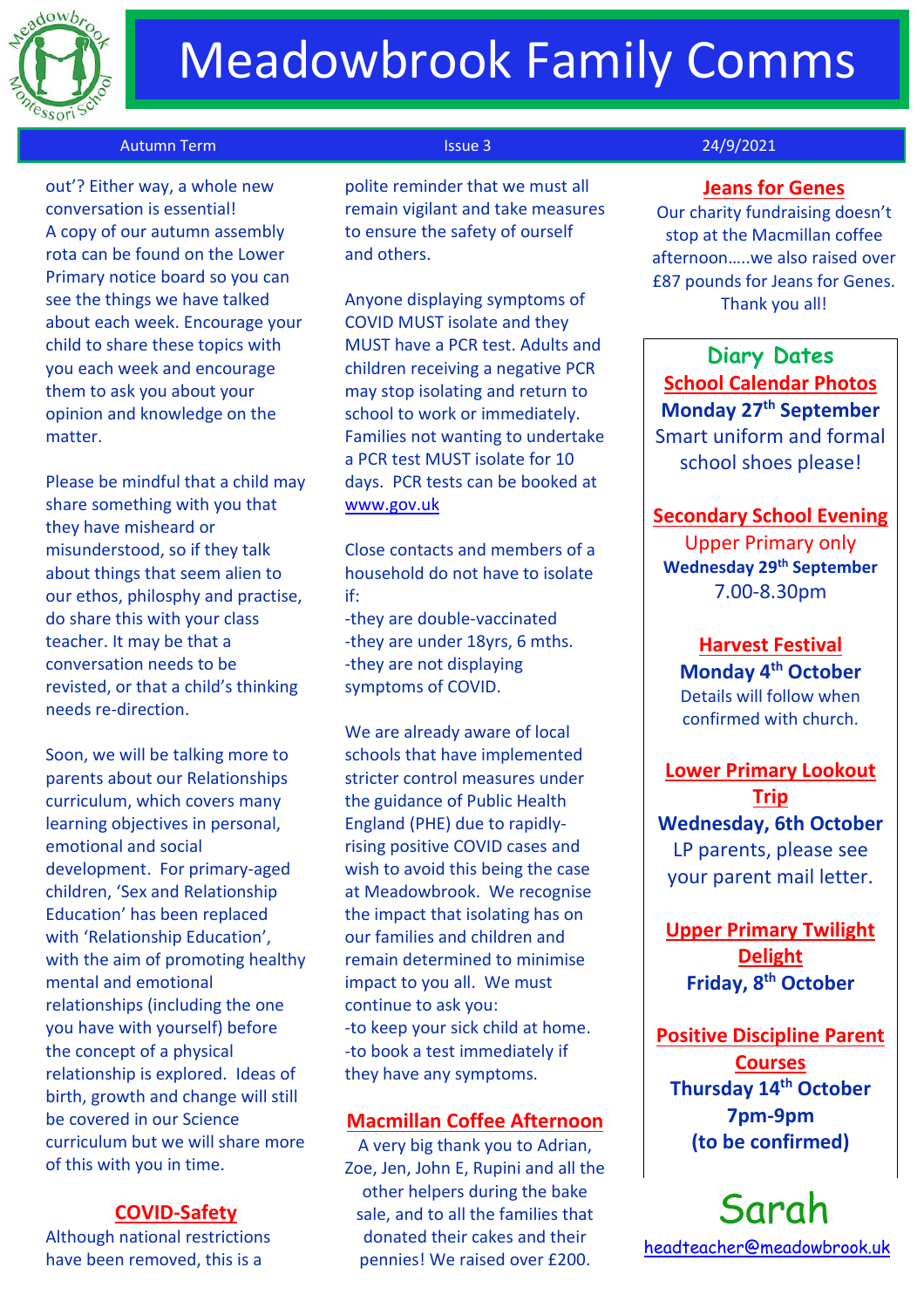out'? Either way, a whole new conversation is essential!

A copy of our autumn assembly rota can be found on the Lower Primary notice board so you can see the things we have talked about each week. Encourage your child to share these topics with you each week and encourage them to ask you about your opinion and knowledge on the matter.

Please be mindful that a child may share something with you that they have misheard or misunderstood, so if they talk about things that seem alien to our ethos, philosophy and practise, do share this with your class teacher. It may be that a conversation needs to be revisted, or that a child's thinking needs re-direction.

Soon, we will be talking more to parents about our Relationships curriculum, which covers many learning objectives in personal, emotional and social development. For primary-aged children, 'Sex and Relationship Education' has been replaced with 'Relationship Education', with the aim of promoting healthy mental and emotional relationships (including the one you have with yourself) before the concept of a physical relationship is explored. Ideas of birth, growth and change will still be covered in our Science curriculum but we will share more of this with you in time.

## COVID-Safety

Although national restrictions have been removed, this is a polite reminder that we must all remain vigilant and take measures to ensure the safety of ourself and others.

Anyone displaying symptoms of COVID MUST isolate and they MUST have a PCR test. Adults and children receiving a negative PCR may stop isolating and return to school to work or immediately. Families not wanting to undertake a PCR test MUST isolate for 10 days. PCR tests can be booked at www.gov.uk

Close contacts and members of a household do not have to isolate if:
-they are double-vaccinated
-they are under 18yrs, 6 mths.
-they are not displaying symptoms of COVID.

We are already aware of local schools that have implemented stricter control measures under the guidance of Public Health England (PHE) due to rapidly-rising positive COVID cases and wish to avoid this being the case at Meadowbrook. We recognise the impact that isolating has on our families and children and remain determined to minimise impact to you all. We must continue to ask you:
-to keep your sick child at home.
-to book a test immediately if they have any symptoms.

## Macmillan Coffee Afternoon

A very big thank you to Adrian, Zoe, Jen, John E, Rupini and all the other helpers during the bake sale, and to all the families that donated their cakes and their pennies! We raised over £200.

## Jeans for Genes

Our charity fundraising doesn't stop at the Macmillan coffee afternoon…..we also raised over £87 pounds for Jeans for Genes. Thank you all!

## Diary Dates

**School Calendar Photos**
**Monday 27th September**
Smart uniform and formal school shoes please!

**Secondary School Evening**
Upper Primary only
**Wednesday 29th September**
7.00-8.30pm

**Harvest Festival**
**Monday 4th October**
Details will follow when confirmed with church.

**Lower Primary Lookout Trip**
**Wednesday, 6th October**
LP parents, please see your parent mail letter.

**Upper Primary Twilight Delight**
**Friday, 8th October**

**Positive Discipline Parent Courses**
**Thursday 14th October**
**7pm-9pm**
**(to be confirmed)**

Sarah
headteacher@meadowbrook.uk